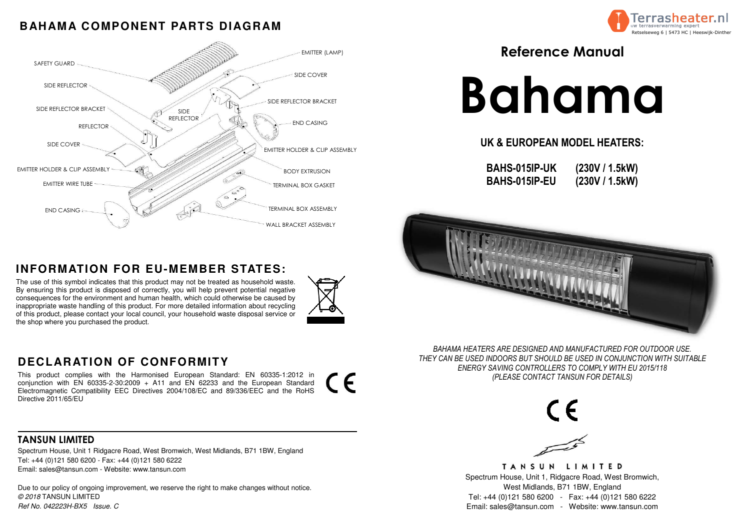## BAHAMA COMPONENT PARTS DIAGRAM

SAFETY GUARD
SIDE REFLECTOR
SIDE REFLECTOR BRACKET
REFLECTOR
SIDE COVER
EMITTER HOLDER & CLIP ASSEMBLY
EMITTER WIRE TUBE
END CASING
EMITTER (LAMP)
SIDE COVER
SIDE REFLECTOR
SIDE REFLECTOR BRACKET
END CASING
EMITTER HOLDER & CLIP ASSEMBLY
BODY EXTRUSION
TERMINAL BOX GASKET
TERMINAL BOX ASSEMBLY
WALL BRACKET ASSEMBLY

## INFORMATION FOR EU-MEMBER STATES:

The use of this symbol indicates that this product may not be treated as household waste. By ensuring this product is disposed of correctly, you will help prevent potential negative consequences for the environment and human health, which could otherwise be caused by inappropriate waste handling of this product. For more detailed information about recycling of this product, please contact your local council, your household waste disposal service or the shop where you purchased the product.

## DECLARATION OF CONFORMITY

This product complies with the Harmonised European Standard: EN 60335-1:2012 in conjunction with EN 60335-2-30:2009 + A11 and EN 62233 and the European Standard Electromagnetic Compatibility EEC Directives 2004/108/EC and 89/336/EEC and the RoHS Directive 2011/65/EU

CE

### TANSUN LIMITED

Spectrum House, Unit 1 Ridgacre Road, West Bromwich, West Midlands, B71 1BW, England
Tel: +44 (0)121 580 6200 - Fax: +44 (0)121 580 6222
Email: sales@tansun.com - Website: www.tansun.com

Due to our policy of ongoing improvement, we reserve the right to make changes without notice.
*© 2018* TANSUN LIMITED
*Ref No. 042223H-BX5 Issue. C*

Terrasheater.nl
uw terrasverwarming expert
Retselseweg 6 | 5473 HC | Heeswijk-Dinther

## Reference Manual

# Bahama

### UK & EUROPEAN MODEL HEATERS:

**BAHS-015IP-UK (230V / 1.5kW)**
**BAHS-015IP-EU (230V / 1.5kW)**

*BAHAMA HEATERS ARE DESIGNED AND MANUFACTURED FOR OUTDOOR USE. THEY CAN BE USED INDOORS BUT SHOULD BE USED IN CONJUNCTION WITH SUITABLE ENERGY SAVING CONTROLLERS TO COMPLY WITH EU 2015/118 (PLEASE CONTACT TANSUN FOR DETAILS)*

CE

TANSUN LIMITED
Spectrum House, Unit 1, Ridgacre Road, West Bromwich, West Midlands, B71 1BW, England
Tel: +44 (0)121 580 6200 - Fax: +44 (0)121 580 6222
Email: sales@tansun.com - Website: www.tansun.com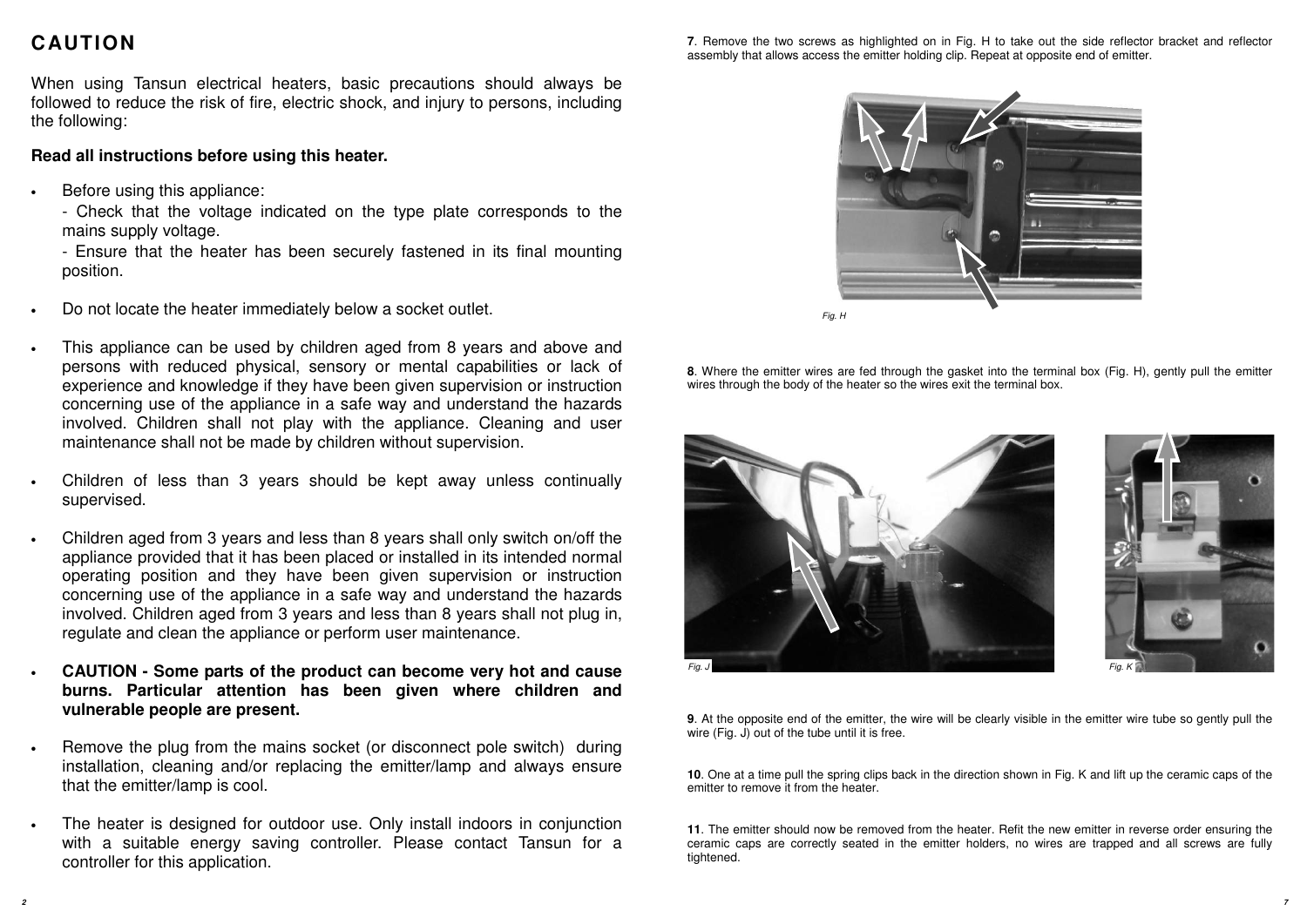# CAUTION

When using Tansun electrical heaters, basic precautions should always be followed to reduce the risk of fire, electric shock, and injury to persons, including the following:

**Read all instructions before using this heater.**

- Before using this appliance:
  - Check that the voltage indicated on the type plate corresponds to the mains supply voltage.
  - Ensure that the heater has been securely fastened in its final mounting position.
- Do not locate the heater immediately below a socket outlet.
- This appliance can be used by children aged from 8 years and above and persons with reduced physical, sensory or mental capabilities or lack of experience and knowledge if they have been given supervision or instruction concerning use of the appliance in a safe way and understand the hazards involved. Children shall not play with the appliance. Cleaning and user maintenance shall not be made by children without supervision.
- Children of less than 3 years should be kept away unless continually supervised.
- Children aged from 3 years and less than 8 years shall only switch on/off the appliance provided that it has been placed or installed in its intended normal operating position and they have been given supervision or instruction concerning use of the appliance in a safe way and understand the hazards involved. Children aged from 3 years and less than 8 years shall not plug in, regulate and clean the appliance or perform user maintenance.
- **CAUTION - Some parts of the product can become very hot and cause burns. Particular attention has been given where children and vulnerable people are present.**
- Remove the plug from the mains socket (or disconnect pole switch) during installation, cleaning and/or replacing the emitter/lamp and always ensure that the emitter/lamp is cool.
- The heater is designed for outdoor use. Only install indoors in conjunction with a suitable energy saving controller. Please contact Tansun for a controller for this application.

**7**. Remove the two screws as highlighted on in Fig. H to take out the side reflector bracket and reflector assembly that allows access the emitter holding clip. Repeat at opposite end of emitter.

Fig. H

**8**. Where the emitter wires are fed through the gasket into the terminal box (Fig. H), gently pull the emitter wires through the body of the heater so the wires exit the terminal box.

Fig. J

Fig. K

**9**. At the opposite end of the emitter, the wire will be clearly visible in the emitter wire tube so gently pull the wire (Fig. J) out of the tube until it is free.

**10**. One at a time pull the spring clips back in the direction shown in Fig. K and lift up the ceramic caps of the emitter to remove it from the heater.

**11**. The emitter should now be removed from the heater. Refit the new emitter in reverse order ensuring the ceramic caps are correctly seated in the emitter holders, no wires are trapped and all screws are fully tightened.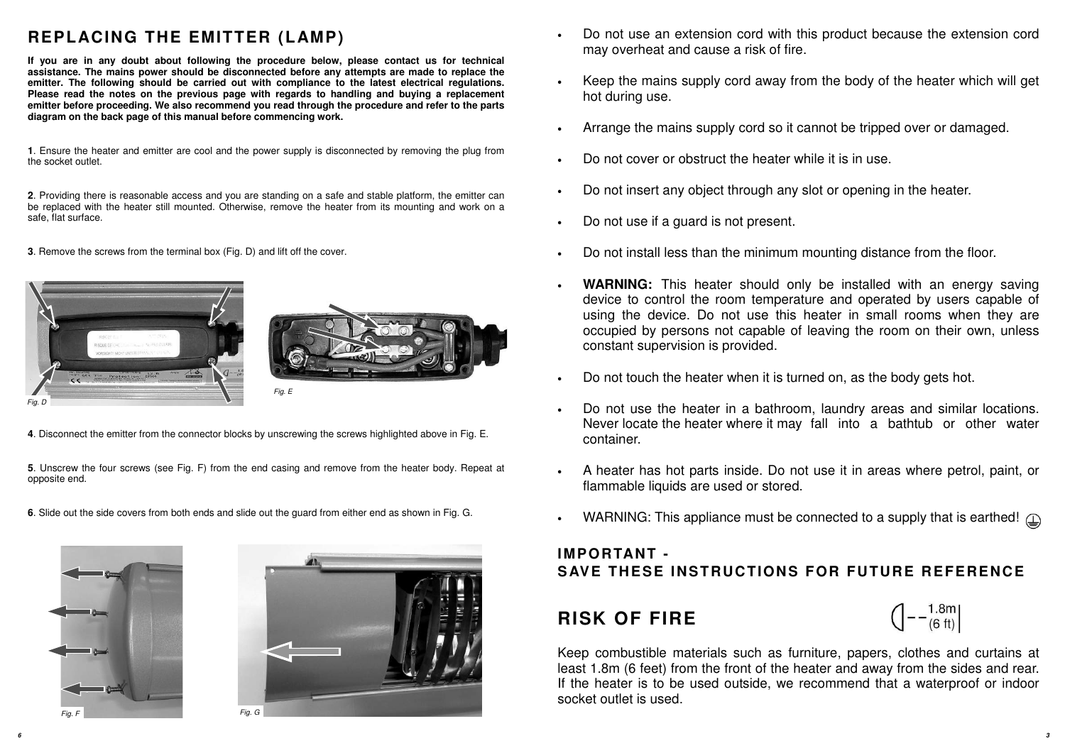## REPLACING THE EMITTER (LAMP)

**If you are in any doubt about following the procedure below, please contact us for technical assistance. The mains power should be disconnected before any attempts are made to replace the emitter. The following should be carried out with compliance to the latest electrical regulations. Please read the notes on the previous page with regards to handling and buying a replacement emitter before proceeding. We also recommend you read through the procedure and refer to the parts diagram on the back page of this manual before commencing work.**

**1**. Ensure the heater and emitter are cool and the power supply is disconnected by removing the plug from the socket outlet.

**2**. Providing there is reasonable access and you are standing on a safe and stable platform, the emitter can be replaced with the heater still mounted. Otherwise, remove the heater from its mounting and work on a safe, flat surface.

**3**. Remove the screws from the terminal box (Fig. D) and lift off the cover.

*Fig. D*

*Fig. E*

**4**. Disconnect the emitter from the connector blocks by unscrewing the screws highlighted above in Fig. E.

**5**. Unscrew the four screws (see Fig. F) from the end casing and remove from the heater body. Repeat at opposite end.

**6**. Slide out the side covers from both ends and slide out the guard from either end as shown in Fig. G.

*Fig. F*

*Fig. G*

- Do not use an extension cord with this product because the extension cord may overheat and cause a risk of fire.
- Keep the mains supply cord away from the body of the heater which will get hot during use.
- Arrange the mains supply cord so it cannot be tripped over or damaged.
- Do not cover or obstruct the heater while it is in use.
- Do not insert any object through any slot or opening in the heater.
- Do not use if a guard is not present.
- Do not install less than the minimum mounting distance from the floor.
- **WARNING:** This heater should only be installed with an energy saving device to control the room temperature and operated by users capable of using the device. Do not use this heater in small rooms when they are occupied by persons not capable of leaving the room on their own, unless constant supervision is provided.
- Do not touch the heater when it is turned on, as the body gets hot.
- Do not use the heater in a bathroom, laundry areas and similar locations. Never locate the heater where it may fall into a bathtub or other water container.
- A heater has hot parts inside. Do not use it in areas where petrol, paint, or flammable liquids are used or stored.
- WARNING: This appliance must be connected to a supply that is earthed!

## IMPORTANT - SAVE THESE INSTRUCTIONS FOR FUTURE REFERENCE

## RISK OF FIRE

1.8m (6 ft)

Keep combustible materials such as furniture, papers, clothes and curtains at least 1.8m (6 feet) from the front of the heater and away from the sides and rear. If the heater is to be used outside, we recommend that a waterproof or indoor socket outlet is used.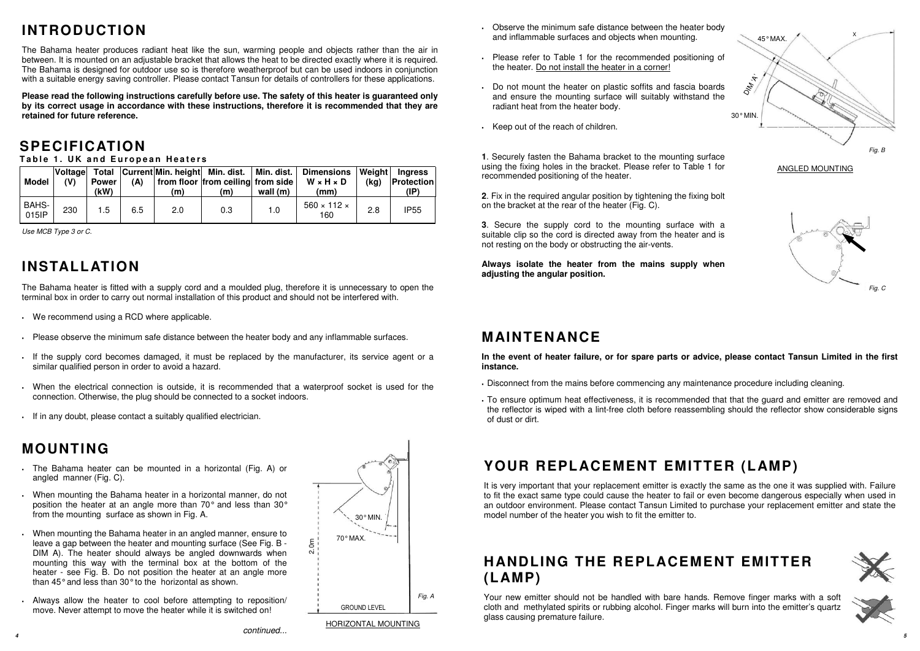# INTRODUCTION

The Bahama heater produces radiant heat like the sun, warming people and objects rather than the air in between. It is mounted on an adjustable bracket that allows the heat to be directed exactly where it is required. The Bahama is designed for outdoor use so is therefore weatherproof but can be used indoors in conjunction with a suitable energy saving controller. Please contact Tansun for details of controllers for these applications.

**Please read the following instructions carefully before use. The safety of this heater is guaranteed only by its correct usage in accordance with these instructions, therefore it is recommended that they are retained for future reference.**

# SPECIFICATION

**Table 1. UK and European Heaters**

| Model | Voltage (V) | Total Power (kW) | Current (A) | Min. height from floor (m) | Min. dist. from ceiling (m) | Min. dist. from side wall (m) | Dimensions W × H × D (mm) | Weight (kg) | Ingress Protection (IP) |
|---|---|---|---|---|---|---|---|---|---|
| BAHS-015IP | 230 | 1.5 | 6.5 | 2.0 | 0.3 | 1.0 | 560 × 112 × 160 | 2.8 | IP55 |

*Use MCB Type 3 or C.*

# INSTALLATION

The Bahama heater is fitted with a supply cord and a moulded plug, therefore it is unnecessary to open the terminal box in order to carry out normal installation of this product and should not be interfered with.

- We recommend using a RCD where applicable.
- Please observe the minimum safe distance between the heater body and any inflammable surfaces.
- If the supply cord becomes damaged, it must be replaced by the manufacturer, its service agent or a similar qualified person in order to avoid a hazard.
- When the electrical connection is outside, it is recommended that a waterproof socket is used for the connection. Otherwise, the plug should be connected to a socket indoors.
- If in any doubt, please contact a suitably qualified electrician.

# MOUNTING

- The Bahama heater can be mounted in a horizontal (Fig. A) or angled manner (Fig. C).
- When mounting the Bahama heater in a horizontal manner, do not position the heater at an angle more than 70° and less than 30° from the mounting surface as shown in Fig. A.
- When mounting the Bahama heater in an angled manner, ensure to leave a gap between the heater and mounting surface (See Fig. B - DIM A). The heater should always be angled downwards when mounting this way with the terminal box at the bottom of the heater - see Fig. B. Do not position the heater at an angle more than 45° and less than 30° to the horizontal as shown.
- Always allow the heater to cool before attempting to reposition/ move. Never attempt to move the heater while it is switched on!

30° MIN.
70° MAX.
2.0m
GROUND LEVEL
Fig. A
HORIZONTAL MOUNTING

*continued...*

- Observe the minimum safe distance between the heater body and inflammable surfaces and objects when mounting.
- Please refer to Table 1 for the recommended positioning of the heater. Do not install the heater in a corner!
- Do not mount the heater on plastic soffits and fascia boards and ensure the mounting surface will suitably withstand the radiant heat from the heater body.
- Keep out of the reach of children.

45° MAX.
X
DIM 'A'
30° MIN.
Fig. B
ANGLED MOUNTING

**1**. Securely fasten the Bahama bracket to the mounting surface using the fixing holes in the bracket. Please refer to Table 1 for recommended positioning of the heater.

**2**. Fix in the required angular position by tightening the fixing bolt on the bracket at the rear of the heater (Fig. C).

**3**. Secure the supply cord to the mounting surface with a suitable clip so the cord is directed away from the heater and is not resting on the body or obstructing the air-vents.

**Always isolate the heater from the mains supply when adjusting the angular position.**

Fig. C

# MAINTENANCE

**In the event of heater failure, or for spare parts or advice, please contact Tansun Limited in the first instance.**

- Disconnect from the mains before commencing any maintenance procedure including cleaning.
- To ensure optimum heat effectiveness, it is recommended that that the guard and emitter are removed and the reflector is wiped with a lint-free cloth before reassembling should the reflector show considerable signs of dust or dirt.

# YOUR REPLACEMENT EMITTER (LAMP)

It is very important that your replacement emitter is exactly the same as the one it was supplied with. Failure to fit the exact same type could cause the heater to fail or even become dangerous especially when used in an outdoor environment. Please contact Tansun Limited to purchase your replacement emitter and state the model number of the heater you wish to fit the emitter to.

# HANDLING THE REPLACEMENT EMITTER (LAMP)

Your new emitter should not be handled with bare hands. Remove finger marks with a soft cloth and methylated spirits or rubbing alcohol. Finger marks will burn into the emitter's quartz glass causing premature failure.